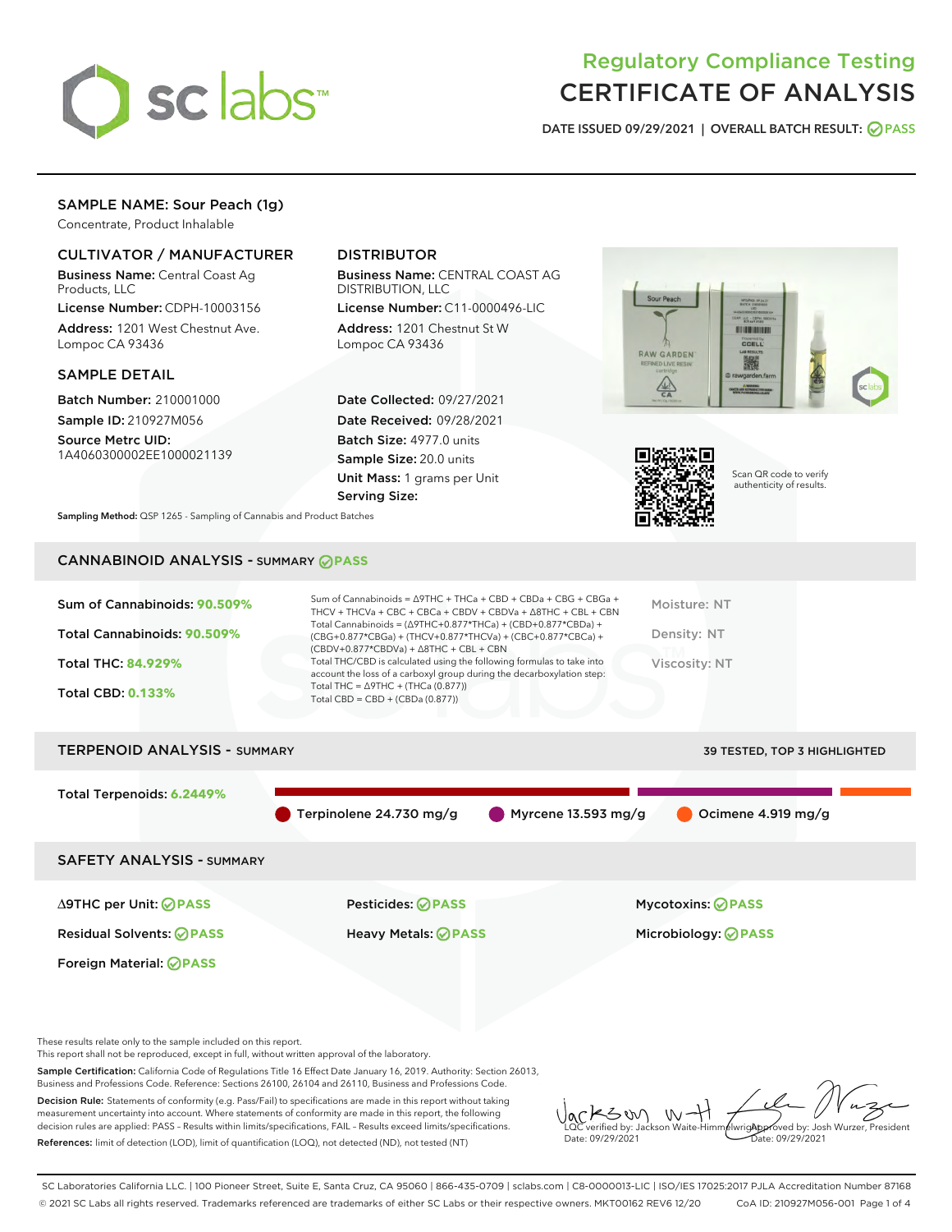# Regulatory Compliance Testing
# CERTIFICATE OF ANALYSIS

DATE ISSUED 09/29/2021 | OVERALL BATCH RESULT: PASS

## SAMPLE NAME: Sour Peach (1g)

Concentrate, Product Inhalable

### CULTIVATOR / MANUFACTURER

**Business Name:** Central Coast Ag Products, LLC

**License Number:** CDPH-10003156

**Address:** 1201 West Chestnut Ave. Lompoc CA 93436

### DISTRIBUTOR

**Business Name:** CENTRAL COAST AG DISTRIBUTION, LLC

**License Number:** C11-0000496-LIC

**Address:** 1201 Chestnut St W Lompoc CA 93436

### SAMPLE DETAIL

**Batch Number:** 210001000

**Sample ID:** 210927M056

**Source Metrc UID:** 1A4060300002EE1000021139

**Date Collected:** 09/27/2021

**Date Received:** 09/28/2021

**Batch Size:** 4977.0 units

**Sample Size:** 20.0 units

**Unit Mass:** 1 grams per Unit

**Serving Size:**

Scan QR code to verify authenticity of results.

**Sampling Method:** QSP 1265 - Sampling of Cannabis and Product Batches

## CANNABINOID ANALYSIS - SUMMARY PASS

**Sum of Cannabinoids:** 90.509%

**Total Cannabinoids:** 90.509%

**Total THC:** 84.929%

**Total CBD:** 0.133%

Sum of Cannabinoids = Δ9THC + THCa + CBD + CBDa + CBG + CBGa + THCV + THCVa + CBC + CBCa + CBDV + CBDVa + Δ8THC + CBL + CBN

Total Cannabinoids = (Δ9THC+0.877*THCa) + (CBD+0.877*CBDa) + (CBG+0.877*CBGa) + (THCV+0.877*THCVa) + (CBC+0.877*CBCa) + (CBDV+0.877*CBDVa) + Δ8THC + CBL + CBN

Total THC/CBD is calculated using the following formulas to take into account the loss of a carboxyl group during the decarboxylation step:

Total THC = Δ9THC + (THCa (0.877))

Total CBD = CBD + (CBDa (0.877))

Moisture: NT

Density: NT

Viscosity: NT

## TERPENOID ANALYSIS - SUMMARY

39 TESTED, TOP 3 HIGHLIGHTED

**Total Terpenoids:** 6.2449%

Terpinolene 24.730 mg/g

Myrcene 13.593 mg/g

Ocimene 4.919 mg/g

## SAFETY ANALYSIS - SUMMARY

Δ9THC per Unit: PASS

Pesticides: PASS

Mycotoxins: PASS

Residual Solvents: PASS

Heavy Metals: PASS

Microbiology: PASS

Foreign Material: PASS

These results relate only to the sample included on this report.
This report shall not be reproduced, except in full, without written approval of the laboratory.

**Sample Certification:** California Code of Regulations Title 16 Effect Date January 16, 2019. Authority: Section 26013, Business and Professions Code. Reference: Sections 26100, 26104 and 26110, Business and Professions Code.

**Decision Rule:** Statements of conformity (e.g. Pass/Fail) to specifications are made in this report without taking measurement uncertainty into account. Where statements of conformity are made in this report, the following decision rules are applied: PASS – Results within limits/specifications, FAIL – Results exceed limits/specifications.

**References:** limit of detection (LOD), limit of quantification (LOQ), not detected (ND), not tested (NT)

LQC verified by: Jackson Waite-Himmelwright
Date: 09/29/2021

Approved by: Josh Wurzer, President
Date: 09/29/2021

SC Laboratories California LLC. | 100 Pioneer Street, Suite E, Santa Cruz, CA 95060 | 866-435-0709 | sclabs.com | C8-0000013-LIC | ISO/IES 17025:2017 PJLA Accreditation Number 87168

© 2021 SC Labs all rights reserved. Trademarks referenced are trademarks of either SC Labs or their respective owners. MKT00162 REV6 12/20 CoA ID: 210927M056-001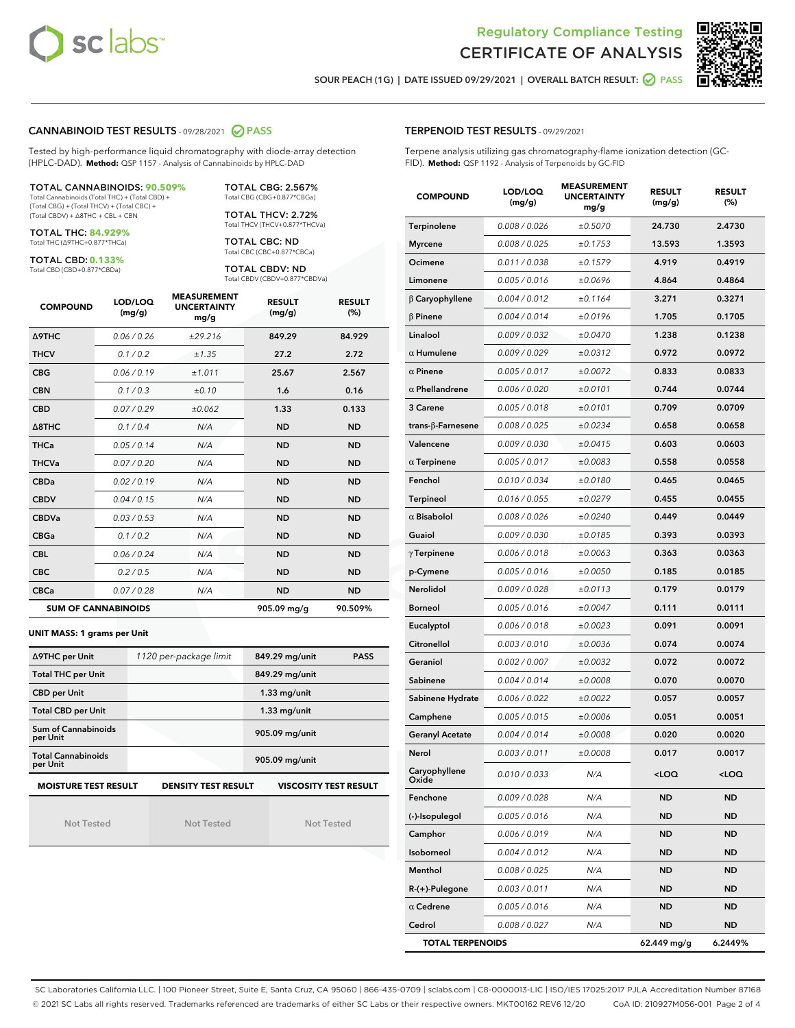Regulatory Compliance Testing
CERTIFICATE OF ANALYSIS

SOUR PEACH (1G) | DATE ISSUED 09/29/2021 | OVERALL BATCH RESULT: PASS

## CANNABINOID TEST RESULTS - 09/28/2021 PASS

Tested by high-performance liquid chromatography with diode-array detection (HPLC-DAD). **Method:** QSP 1157 - Analysis of Cannabinoids by HPLC-DAD

**TOTAL CANNABINOIDS: 90.509%**
Total Cannabinoids (Total THC) + (Total CBD) + (Total CBG) + (Total THCV) + (Total CBC) + (Total CBDV) + Δ8THC + CBL + CBN

**TOTAL THC: 84.929%**
Total THC (Δ9THC+0.877*THCa)

**TOTAL CBD: 0.133%**
Total CBD (CBD+0.877*CBDa)

**TOTAL CBG: 2.567%**
Total CBG (CBG+0.877*CBGa)

**TOTAL THCV: 2.72%**
Total THCV (THCV+0.877*THCVa)

**TOTAL CBC: ND**
Total CBC (CBC+0.877*CBCa)

**TOTAL CBDV: ND**
Total CBDV (CBDV+0.877*CBDVa)

| COMPOUND | LOD/LOQ (mg/g) | MEASUREMENT UNCERTAINTY mg/g | RESULT (mg/g) | RESULT (%) |
|---|---|---|---|---|
| Δ9THC | 0.06 / 0.26 | ±29.216 | 849.29 | 84.929 |
| THCV | 0.1 / 0.2 | ±1.35 | 27.2 | 2.72 |
| CBG | 0.06 / 0.19 | ±1.011 | 25.67 | 2.567 |
| CBN | 0.1 / 0.3 | ±0.10 | 1.6 | 0.16 |
| CBD | 0.07 / 0.29 | ±0.062 | 1.33 | 0.133 |
| Δ8THC | 0.1 / 0.4 | N/A | ND | ND |
| THCa | 0.05 / 0.14 | N/A | ND | ND |
| THCVa | 0.07 / 0.20 | N/A | ND | ND |
| CBDa | 0.02 / 0.19 | N/A | ND | ND |
| CBDV | 0.04 / 0.15 | N/A | ND | ND |
| CBDVa | 0.03 / 0.53 | N/A | ND | ND |
| CBGa | 0.1 / 0.2 | N/A | ND | ND |
| CBL | 0.06 / 0.24 | N/A | ND | ND |
| CBC | 0.2 / 0.5 | N/A | ND | ND |
| CBCa | 0.07 / 0.28 | N/A | ND | ND |
| **SUM OF CANNABINOIDS** | | | 905.09 mg/g | 90.509% |

**UNIT MASS: 1 grams per Unit**

| | | | |
|---|---|---|---|
| Δ9THC per Unit | 1120 per-package limit | 849.29 mg/unit | PASS |
| Total THC per Unit | | 849.29 mg/unit | |
| CBD per Unit | | 1.33 mg/unit | |
| Total CBD per Unit | | 1.33 mg/unit | |
| Sum of Cannabinoids per Unit | | 905.09 mg/unit | |
| Total Cannabinoids per Unit | | 905.09 mg/unit | |

| MOISTURE TEST RESULT | DENSITY TEST RESULT | VISCOSITY TEST RESULT |
|---|---|---|
| Not Tested | Not Tested | Not Tested |

## TERPENOID TEST RESULTS - 09/29/2021

Terpene analysis utilizing gas chromatography-flame ionization detection (GC-FID). **Method:** QSP 1192 - Analysis of Terpenoids by GC-FID

| COMPOUND | LOD/LOQ (mg/g) | MEASUREMENT UNCERTAINTY mg/g | RESULT (mg/g) | RESULT (%) |
|---|---|---|---|---|
| Terpinolene | 0.008 / 0.026 | ±0.5070 | 24.730 | 2.4730 |
| Myrcene | 0.008 / 0.025 | ±0.1753 | 13.593 | 1.3593 |
| Ocimene | 0.011 / 0.038 | ±0.1579 | 4.919 | 0.4919 |
| Limonene | 0.005 / 0.016 | ±0.0696 | 4.864 | 0.4864 |
| β Caryophyllene | 0.004 / 0.012 | ±0.1164 | 3.271 | 0.3271 |
| β Pinene | 0.004 / 0.014 | ±0.0196 | 1.705 | 0.1705 |
| Linalool | 0.009 / 0.032 | ±0.0470 | 1.238 | 0.1238 |
| α Humulene | 0.009 / 0.029 | ±0.0312 | 0.972 | 0.0972 |
| α Pinene | 0.005 / 0.017 | ±0.0072 | 0.833 | 0.0833 |
| α Phellandrene | 0.006 / 0.020 | ±0.0101 | 0.744 | 0.0744 |
| 3 Carene | 0.005 / 0.018 | ±0.0101 | 0.709 | 0.0709 |
| trans-β-Farnesene | 0.008 / 0.025 | ±0.0234 | 0.658 | 0.0658 |
| Valencene | 0.009 / 0.030 | ±0.0415 | 0.603 | 0.0603 |
| α Terpinene | 0.005 / 0.017 | ±0.0083 | 0.558 | 0.0558 |
| Fenchol | 0.010 / 0.034 | ±0.0180 | 0.465 | 0.0465 |
| Terpineol | 0.016 / 0.055 | ±0.0279 | 0.455 | 0.0455 |
| α Bisabolol | 0.008 / 0.026 | ±0.0240 | 0.449 | 0.0449 |
| Guaiol | 0.009 / 0.030 | ±0.0185 | 0.393 | 0.0393 |
| γ Terpinene | 0.006 / 0.018 | ±0.0063 | 0.363 | 0.0363 |
| p-Cymene | 0.005 / 0.016 | ±0.0050 | 0.185 | 0.0185 |
| Nerolidol | 0.009 / 0.028 | ±0.0113 | 0.179 | 0.0179 |
| Borneol | 0.005 / 0.016 | ±0.0047 | 0.111 | 0.0111 |
| Eucalyptol | 0.006 / 0.018 | ±0.0023 | 0.091 | 0.0091 |
| Citronellol | 0.003 / 0.010 | ±0.0036 | 0.074 | 0.0074 |
| Geraniol | 0.002 / 0.007 | ±0.0032 | 0.072 | 0.0072 |
| Sabinene | 0.004 / 0.014 | ±0.0008 | 0.070 | 0.0070 |
| Sabinene Hydrate | 0.006 / 0.022 | ±0.0022 | 0.057 | 0.0057 |
| Camphene | 0.005 / 0.015 | ±0.0006 | 0.051 | 0.0051 |
| Geranyl Acetate | 0.004 / 0.014 | ±0.0008 | 0.020 | 0.0020 |
| Nerol | 0.003 / 0.011 | ±0.0008 | 0.017 | 0.0017 |
| Caryophyllene Oxide | 0.010 / 0.033 | N/A | <LOQ | <LOQ |
| Fenchone | 0.009 / 0.028 | N/A | ND | ND |
| (-)-Isopulegol | 0.005 / 0.016 | N/A | ND | ND |
| Camphor | 0.006 / 0.019 | N/A | ND | ND |
| Isoborneol | 0.004 / 0.012 | N/A | ND | ND |
| Menthol | 0.008 / 0.025 | N/A | ND | ND |
| R-(+)-Pulegone | 0.003 / 0.011 | N/A | ND | ND |
| α Cedrene | 0.005 / 0.016 | N/A | ND | ND |
| Cedrol | 0.008 / 0.027 | N/A | ND | ND |
| **TOTAL TERPENOIDS** | | | 62.449 mg/g | 6.2449% |

SC Laboratories California LLC. | 100 Pioneer Street, Suite E, Santa Cruz, CA 95060 | 866-435-0709 | sclabs.com | C8-0000013-LIC | ISO/IES 17025:2017 PJLA Accreditation Number 87168
© 2021 SC Labs all rights reserved. Trademarks referenced are trademarks of either SC Labs or their respective owners. MKT00162 REV6 12/20 CoA ID: 210927M056-001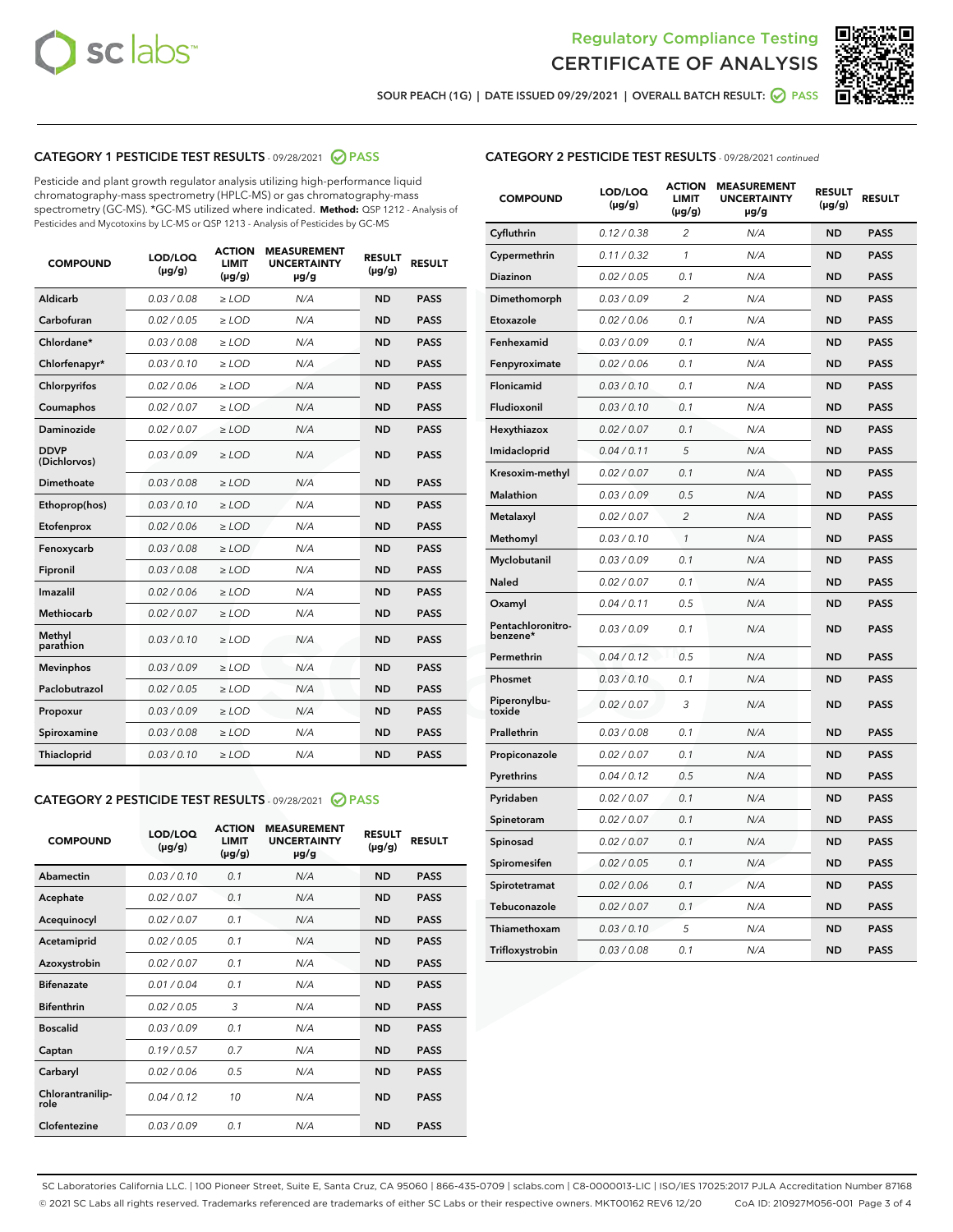Regulatory Compliance Testing

# CERTIFICATE OF ANALYSIS

SOUR PEACH (1G) | DATE ISSUED 09/29/2021 | OVERALL BATCH RESULT: PASS

## CATEGORY 1 PESTICIDE TEST RESULTS - 09/28/2021 PASS

Pesticide and plant growth regulator analysis utilizing high-performance liquid chromatography-mass spectrometry (HPLC-MS) or gas chromatography-mass spectrometry (GC-MS). *GC-MS utilized where indicated. **Method:** QSP 1212 - Analysis of Pesticides and Mycotoxins by LC-MS or QSP 1213 - Analysis of Pesticides by GC-MS

| COMPOUND | LOD/LOQ (µg/g) | ACTION LIMIT (µg/g) | MEASUREMENT UNCERTAINTY µg/g | RESULT (µg/g) | RESULT |
|---|---|---|---|---|---|
| Aldicarb | 0.03 / 0.08 | ≥ LOD | N/A | ND | PASS |
| Carbofuran | 0.02 / 0.05 | ≥ LOD | N/A | ND | PASS |
| Chlordane* | 0.03 / 0.08 | ≥ LOD | N/A | ND | PASS |
| Chlorfenapyr* | 0.03 / 0.10 | ≥ LOD | N/A | ND | PASS |
| Chlorpyrifos | 0.02 / 0.06 | ≥ LOD | N/A | ND | PASS |
| Coumaphos | 0.02 / 0.07 | ≥ LOD | N/A | ND | PASS |
| Daminozide | 0.02 / 0.07 | ≥ LOD | N/A | ND | PASS |
| DDVP (Dichlorvos) | 0.03 / 0.09 | ≥ LOD | N/A | ND | PASS |
| Dimethoate | 0.03 / 0.08 | ≥ LOD | N/A | ND | PASS |
| Ethoprop(hos) | 0.03 / 0.10 | ≥ LOD | N/A | ND | PASS |
| Etofenprox | 0.02 / 0.06 | ≥ LOD | N/A | ND | PASS |
| Fenoxycarb | 0.03 / 0.08 | ≥ LOD | N/A | ND | PASS |
| Fipronil | 0.03 / 0.08 | ≥ LOD | N/A | ND | PASS |
| Imazalil | 0.02 / 0.06 | ≥ LOD | N/A | ND | PASS |
| Methiocarb | 0.02 / 0.07 | ≥ LOD | N/A | ND | PASS |
| Methyl parathion | 0.03 / 0.10 | ≥ LOD | N/A | ND | PASS |
| Mevinphos | 0.03 / 0.09 | ≥ LOD | N/A | ND | PASS |
| Paclobutrazol | 0.02 / 0.05 | ≥ LOD | N/A | ND | PASS |
| Propoxur | 0.03 / 0.09 | ≥ LOD | N/A | ND | PASS |
| Spiroxamine | 0.03 / 0.08 | ≥ LOD | N/A | ND | PASS |
| Thiacloprid | 0.03 / 0.10 | ≥ LOD | N/A | ND | PASS |

## CATEGORY 2 PESTICIDE TEST RESULTS - 09/28/2021 PASS

| COMPOUND | LOD/LOQ (µg/g) | ACTION LIMIT (µg/g) | MEASUREMENT UNCERTAINTY µg/g | RESULT (µg/g) | RESULT |
|---|---|---|---|---|---|
| Abamectin | 0.03 / 0.10 | 0.1 | N/A | ND | PASS |
| Acephate | 0.02 / 0.07 | 0.1 | N/A | ND | PASS |
| Acequinocyl | 0.02 / 0.07 | 0.1 | N/A | ND | PASS |
| Acetamiprid | 0.02 / 0.05 | 0.1 | N/A | ND | PASS |
| Azoxystrobin | 0.02 / 0.07 | 0.1 | N/A | ND | PASS |
| Bifenazate | 0.01 / 0.04 | 0.1 | N/A | ND | PASS |
| Bifenthrin | 0.02 / 0.05 | 3 | N/A | ND | PASS |
| Boscalid | 0.03 / 0.09 | 0.1 | N/A | ND | PASS |
| Captan | 0.19 / 0.57 | 0.7 | N/A | ND | PASS |
| Carbaryl | 0.02 / 0.06 | 0.5 | N/A | ND | PASS |
| Chlorantraniliprole | 0.04 / 0.12 | 10 | N/A | ND | PASS |
| Clofentezine | 0.03 / 0.09 | 0.1 | N/A | ND | PASS |
| Cyfluthrin | 0.12 / 0.38 | 2 | N/A | ND | PASS |
| Cypermethrin | 0.11 / 0.32 | 1 | N/A | ND | PASS |
| Diazinon | 0.02 / 0.05 | 0.1 | N/A | ND | PASS |
| Dimethomorph | 0.03 / 0.09 | 2 | N/A | ND | PASS |
| Etoxazole | 0.02 / 0.06 | 0.1 | N/A | ND | PASS |
| Fenhexamid | 0.03 / 0.09 | 0.1 | N/A | ND | PASS |
| Fenpyroximate | 0.02 / 0.06 | 0.1 | N/A | ND | PASS |
| Flonicamid | 0.03 / 0.10 | 0.1 | N/A | ND | PASS |
| Fludioxonil | 0.03 / 0.10 | 0.1 | N/A | ND | PASS |
| Hexythiazox | 0.02 / 0.07 | 0.1 | N/A | ND | PASS |
| Imidacloprid | 0.04 / 0.11 | 5 | N/A | ND | PASS |
| Kresoxim-methyl | 0.02 / 0.07 | 0.1 | N/A | ND | PASS |
| Malathion | 0.03 / 0.09 | 0.5 | N/A | ND | PASS |
| Metalaxyl | 0.02 / 0.07 | 2 | N/A | ND | PASS |
| Methomyl | 0.03 / 0.10 | 1 | N/A | ND | PASS |
| Myclobutanil | 0.03 / 0.09 | 0.1 | N/A | ND | PASS |
| Naled | 0.02 / 0.07 | 0.1 | N/A | ND | PASS |
| Oxamyl | 0.04 / 0.11 | 0.5 | N/A | ND | PASS |
| Pentachloronitrobenzene* | 0.03 / 0.09 | 0.1 | N/A | ND | PASS |
| Permethrin | 0.04 / 0.12 | 0.5 | N/A | ND | PASS |
| Phosmet | 0.03 / 0.10 | 0.1 | N/A | ND | PASS |
| Piperonylbutoxide | 0.02 / 0.07 | 3 | N/A | ND | PASS |
| Prallethrin | 0.03 / 0.08 | 0.1 | N/A | ND | PASS |
| Propiconazole | 0.02 / 0.07 | 0.1 | N/A | ND | PASS |
| Pyrethrins | 0.04 / 0.12 | 0.5 | N/A | ND | PASS |
| Pyridaben | 0.02 / 0.07 | 0.1 | N/A | ND | PASS |
| Spinetoram | 0.02 / 0.07 | 0.1 | N/A | ND | PASS |
| Spinosad | 0.02 / 0.07 | 0.1 | N/A | ND | PASS |
| Spiromesifen | 0.02 / 0.05 | 0.1 | N/A | ND | PASS |
| Spirotetramat | 0.02 / 0.06 | 0.1 | N/A | ND | PASS |
| Tebuconazole | 0.02 / 0.07 | 0.1 | N/A | ND | PASS |
| Thiamethoxam | 0.03 / 0.10 | 5 | N/A | ND | PASS |
| Trifloxystrobin | 0.03 / 0.08 | 0.1 | N/A | ND | PASS |

SC Laboratories California LLC. | 100 Pioneer Street, Suite E, Santa Cruz, CA 95060 | 866-435-0709 | sclabs.com | C8-0000013-LIC | ISO/IES 17025:2017 PJLA Accreditation Number 87168
© 2021 SC Labs all rights reserved. Trademarks referenced are trademarks of either SC Labs or their respective owners. MKT00162 REV6 12/20 CoA ID: 210927M056-001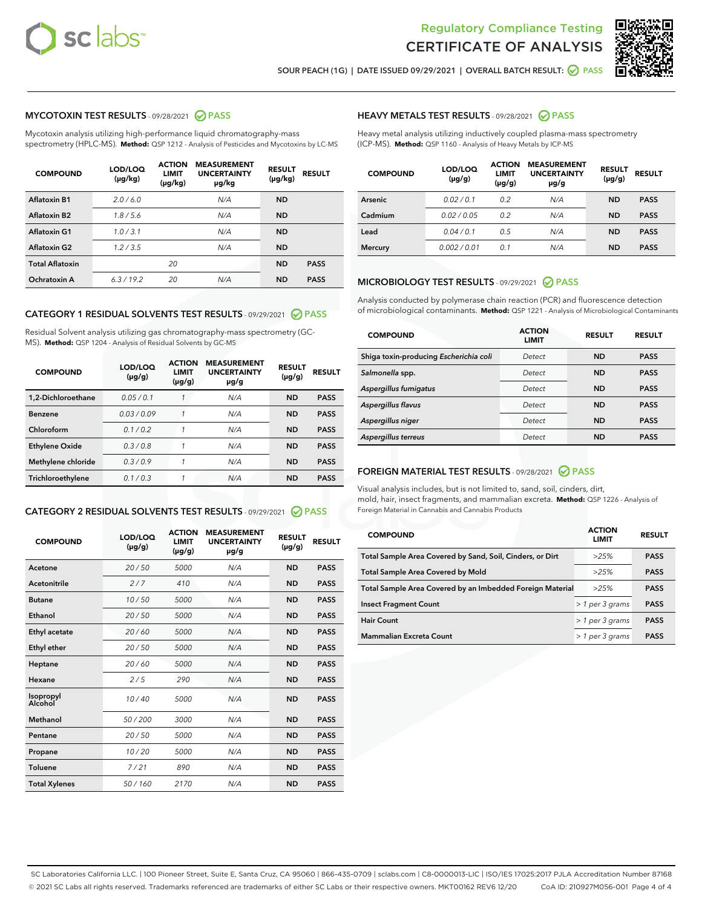Regulatory Compliance Testing

# CERTIFICATE OF ANALYSIS

SOUR PEACH (1G) | DATE ISSUED 09/29/2021 | OVERALL BATCH RESULT: PASS

## MYCOTOXIN TEST RESULTS - 09/28/2021 PASS

Mycotoxin analysis utilizing high-performance liquid chromatography-mass spectrometry (HPLC-MS). **Method:** QSP 1212 - Analysis of Pesticides and Mycotoxins by LC-MS

| COMPOUND | LOD/LOQ (µg/kg) | ACTION LIMIT (µg/kg) | MEASUREMENT UNCERTAINTY µg/kg | RESULT (µg/kg) | RESULT |
|---|---|---|---|---|---|
| Aflatoxin B1 | 2.0 / 6.0 | | N/A | ND | |
| Aflatoxin B2 | 1.8 / 5.6 | | N/A | ND | |
| Aflatoxin G1 | 1.0 / 3.1 | | N/A | ND | |
| Aflatoxin G2 | 1.2 / 3.5 | | N/A | ND | |
| Total Aflatoxin | | 20 | | ND | PASS |
| Ochratoxin A | 6.3 / 19.2 | 20 | N/A | ND | PASS |

## CATEGORY 1 RESIDUAL SOLVENTS TEST RESULTS - 09/29/2021 PASS

Residual Solvent analysis utilizing gas chromatography-mass spectrometry (GC-MS). **Method:** QSP 1204 - Analysis of Residual Solvents by GC-MS

| COMPOUND | LOD/LOQ (µg/g) | ACTION LIMIT (µg/g) | MEASUREMENT UNCERTAINTY µg/g | RESULT (µg/g) | RESULT |
|---|---|---|---|---|---|
| 1,2-Dichloroethane | 0.05 / 0.1 | 1 | N/A | ND | PASS |
| Benzene | 0.03 / 0.09 | 1 | N/A | ND | PASS |
| Chloroform | 0.1 / 0.2 | 1 | N/A | ND | PASS |
| Ethylene Oxide | 0.3 / 0.8 | 1 | N/A | ND | PASS |
| Methylene chloride | 0.3 / 0.9 | 1 | N/A | ND | PASS |
| Trichloroethylene | 0.1 / 0.3 | 1 | N/A | ND | PASS |

## CATEGORY 2 RESIDUAL SOLVENTS TEST RESULTS - 09/29/2021 PASS

| COMPOUND | LOD/LOQ (µg/g) | ACTION LIMIT (µg/g) | MEASUREMENT UNCERTAINTY µg/g | RESULT (µg/g) | RESULT |
|---|---|---|---|---|---|
| Acetone | 20 / 50 | 5000 | N/A | ND | PASS |
| Acetonitrile | 2 / 7 | 410 | N/A | ND | PASS |
| Butane | 10 / 50 | 5000 | N/A | ND | PASS |
| Ethanol | 20 / 50 | 5000 | N/A | ND | PASS |
| Ethyl acetate | 20 / 60 | 5000 | N/A | ND | PASS |
| Ethyl ether | 20 / 50 | 5000 | N/A | ND | PASS |
| Heptane | 20 / 60 | 5000 | N/A | ND | PASS |
| Hexane | 2 / 5 | 290 | N/A | ND | PASS |
| Isopropyl Alcohol | 10 / 40 | 5000 | N/A | ND | PASS |
| Methanol | 50 / 200 | 3000 | N/A | ND | PASS |
| Pentane | 20 / 50 | 5000 | N/A | ND | PASS |
| Propane | 10 / 20 | 5000 | N/A | ND | PASS |
| Toluene | 7 / 21 | 890 | N/A | ND | PASS |
| Total Xylenes | 50 / 160 | 2170 | N/A | ND | PASS |

## HEAVY METALS TEST RESULTS - 09/28/2021 PASS

Heavy metal analysis utilizing inductively coupled plasma-mass spectrometry (ICP-MS). **Method:** QSP 1160 - Analysis of Heavy Metals by ICP-MS

| COMPOUND | LOD/LOQ (µg/g) | ACTION LIMIT (µg/g) | MEASUREMENT UNCERTAINTY µg/g | RESULT (µg/g) | RESULT |
|---|---|---|---|---|---|
| Arsenic | 0.02 / 0.1 | 0.2 | N/A | ND | PASS |
| Cadmium | 0.02 / 0.05 | 0.2 | N/A | ND | PASS |
| Lead | 0.04 / 0.1 | 0.5 | N/A | ND | PASS |
| Mercury | 0.002 / 0.01 | 0.1 | N/A | ND | PASS |

## MICROBIOLOGY TEST RESULTS - 09/29/2021 PASS

Analysis conducted by polymerase chain reaction (PCR) and fluorescence detection of microbiological contaminants. **Method:** QSP 1221 - Analysis of Microbiological Contaminants

| COMPOUND | ACTION LIMIT | RESULT | RESULT |
|---|---|---|---|
| Shiga toxin-producing *Escherichia coli* | Detect | ND | PASS |
| *Salmonella* spp. | Detect | ND | PASS |
| *Aspergillus fumigatus* | Detect | ND | PASS |
| *Aspergillus flavus* | Detect | ND | PASS |
| *Aspergillus niger* | Detect | ND | PASS |
| *Aspergillus terreus* | Detect | ND | PASS |

## FOREIGN MATERIAL TEST RESULTS - 09/28/2021 PASS

Visual analysis includes, but is not limited to, sand, soil, cinders, dirt, mold, hair, insect fragments, and mammalian excreta. **Method:** QSP 1226 - Analysis of Foreign Material in Cannabis and Cannabis Products

| COMPOUND | ACTION LIMIT | RESULT |
|---|---|---|
| Total Sample Area Covered by Sand, Soil, Cinders, or Dirt | >25% | PASS |
| Total Sample Area Covered by Mold | >25% | PASS |
| Total Sample Area Covered by an Imbedded Foreign Material | >25% | PASS |
| Insect Fragment Count | > 1 per 3 grams | PASS |
| Hair Count | > 1 per 3 grams | PASS |
| Mammalian Excreta Count | > 1 per 3 grams | PASS |

SC Laboratories California LLC. | 100 Pioneer Street, Suite E, Santa Cruz, CA 95060 | 866-435-0709 | sclabs.com | C8-0000013-LIC | ISO/IES 17025:2017 PJLA Accreditation Number 87168
© 2021 SC Labs all rights reserved. Trademarks referenced are trademarks of either SC Labs or their respective owners. MKT00162 REV6 12/20 CoA ID: 210927M056-001